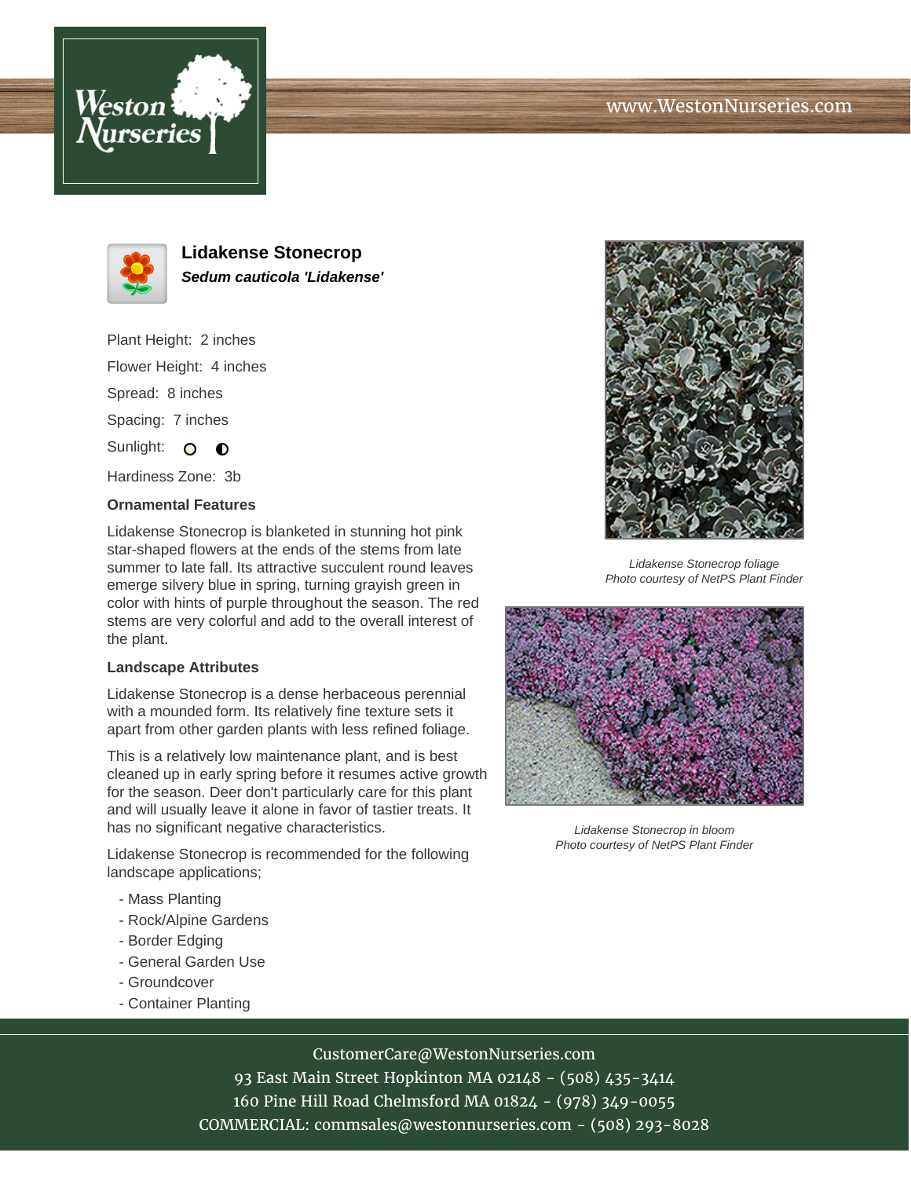# Lidakense Stonecrop

***Sedum cauticola 'Lidakense'***

Plant Height: 2 inches

Flower Height: 4 inches

Spread: 8 inches

Spacing: 7 inches

Sunlight: ○ ◐

Hardiness Zone: 3b

### Ornamental Features

Lidakense Stonecrop is blanketed in stunning hot pink star-shaped flowers at the ends of the stems from late summer to late fall. Its attractive succulent round leaves emerge silvery blue in spring, turning grayish green in color with hints of purple throughout the season. The red stems are very colorful and add to the overall interest of the plant.

### Landscape Attributes

Lidakense Stonecrop is a dense herbaceous perennial with a mounded form. Its relatively fine texture sets it apart from other garden plants with less refined foliage.

This is a relatively low maintenance plant, and is best cleaned up in early spring before it resumes active growth for the season. Deer don't particularly care for this plant and will usually leave it alone in favor of tastier treats. It has no significant negative characteristics.

Lidakense Stonecrop is recommended for the following landscape applications;

- Mass Planting
- Rock/Alpine Gardens
- Border Edging
- General Garden Use
- Groundcover
- Container Planting

*Lidakense Stonecrop foliage*
*Photo courtesy of NetPS Plant Finder*

*Lidakense Stonecrop in bloom*
*Photo courtesy of NetPS Plant Finder*

CustomerCare@WestonNurseries.com
93 East Main Street Hopkinton MA 02148 - (508) 435-3414
160 Pine Hill Road Chelmsford MA 01824 - (978) 349-0055
COMMERCIAL: commsales@westonnurseries.com - (508) 293-8028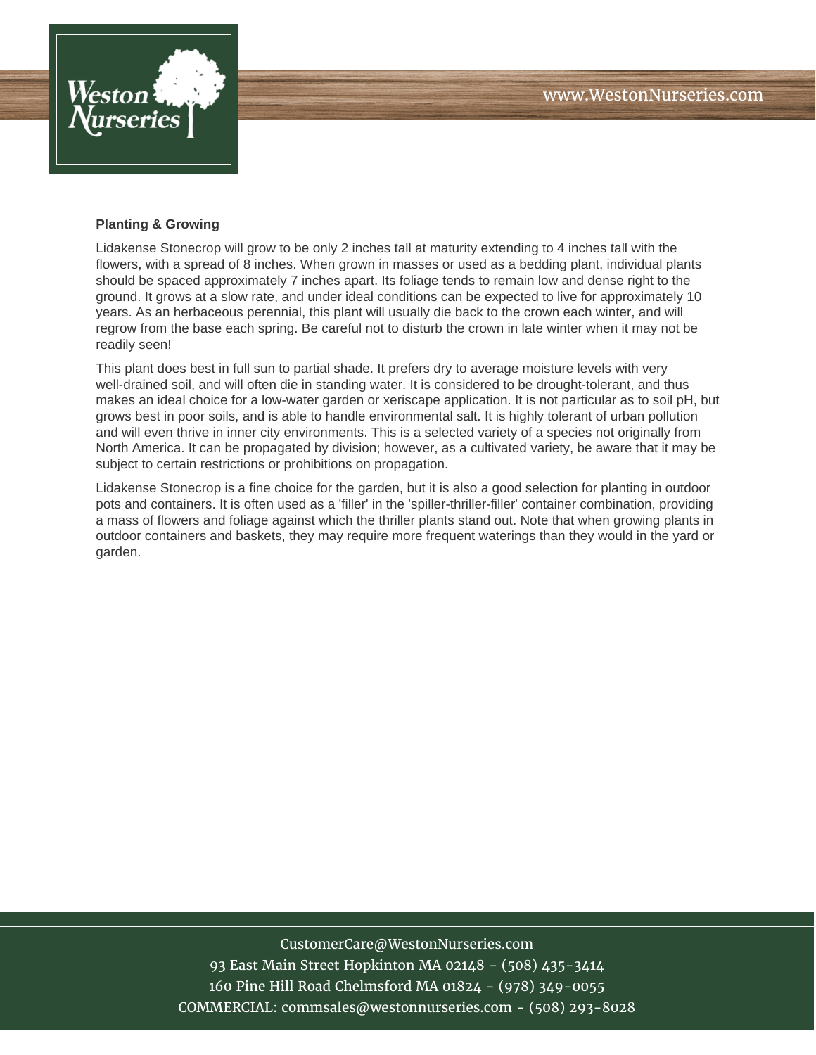### Planting & Growing

Lidakense Stonecrop will grow to be only 2 inches tall at maturity extending to 4 inches tall with the flowers, with a spread of 8 inches. When grown in masses or used as a bedding plant, individual plants should be spaced approximately 7 inches apart. Its foliage tends to remain low and dense right to the ground. It grows at a slow rate, and under ideal conditions can be expected to live for approximately 10 years. As an herbaceous perennial, this plant will usually die back to the crown each winter, and will regrow from the base each spring. Be careful not to disturb the crown in late winter when it may not be readily seen!

This plant does best in full sun to partial shade. It prefers dry to average moisture levels with very well-drained soil, and will often die in standing water. It is considered to be drought-tolerant, and thus makes an ideal choice for a low-water garden or xeriscape application. It is not particular as to soil pH, but grows best in poor soils, and is able to handle environmental salt. It is highly tolerant of urban pollution and will even thrive in inner city environments. This is a selected variety of a species not originally from North America. It can be propagated by division; however, as a cultivated variety, be aware that it may be subject to certain restrictions or prohibitions on propagation.

Lidakense Stonecrop is a fine choice for the garden, but it is also a good selection for planting in outdoor pots and containers. It is often used as a 'filler' in the 'spiller-thriller-filler' container combination, providing a mass of flowers and foliage against which the thriller plants stand out. Note that when growing plants in outdoor containers and baskets, they may require more frequent waterings than they would in the yard or garden.